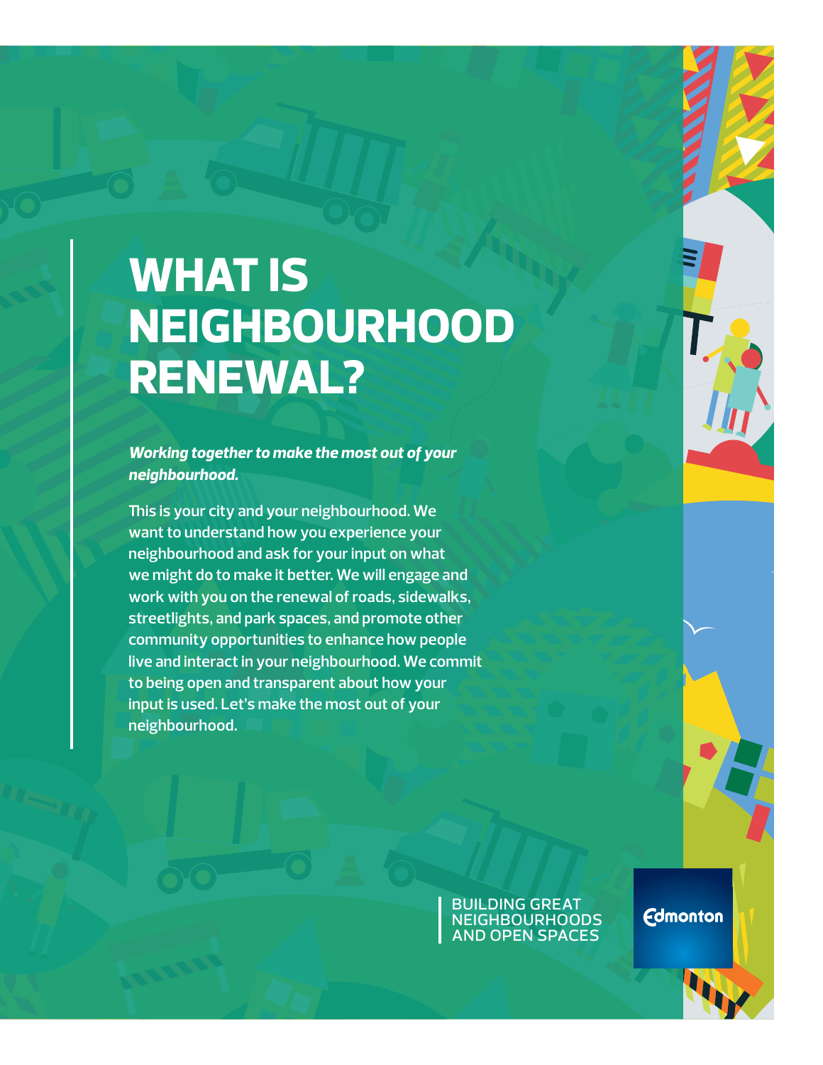# WHAT IS NEIGHBOURHOOD RENEWAL?

***Working together to make the most out of your neighbourhood.***

This is your city and your neighbourhood. We want to understand how you experience your neighbourhood and ask for your input on what we might do to make it better. We will engage and work with you on the renewal of roads, sidewalks, streetlights, and park spaces, and promote other community opportunities to enhance how people live and interact in your neighbourhood. We commit to being open and transparent about how your input is used. Let's make the most out of your neighbourhood.

BUILDING GREAT NEIGHBOURHOODS AND OPEN SPACES

Edmonton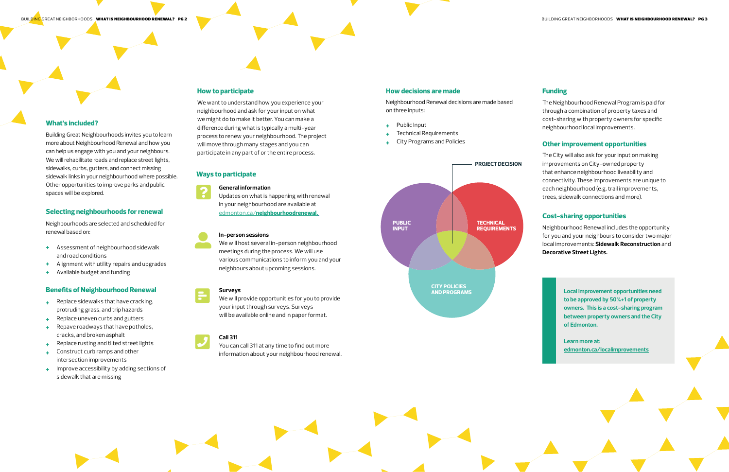## What's included?

Building Great Neighbourhoods invites you to learn more about Neighbourhood Renewal and how you can help us engage with you and your neighbours. We will rehabilitate roads and replace street lights, sidewalks, curbs, gutters, and connect missing sidewalk links in your neighbourhood where possible. Other opportunities to improve parks and public spaces will be explored.

## Selecting neighbourhoods for renewal

Neighbourhoods are selected and scheduled for renewal based on:

- Assessment of neighbourhood sidewalk and road conditions
- Alignment with utility repairs and upgrades
- Available budget and funding

## Benefits of Neighbourhood Renewal

- Replace sidewalks that have cracking, protruding grass, and trip hazards
- Replace uneven curbs and gutters
- Repave roadways that have potholes, cracks, and broken asphalt
- Replace rusting and tilted street lights
- Construct curb ramps and other intersection improvements
- Improve accessibility by adding sections of sidewalk that are missing

## How to participate

We want to understand how you experience your neighbourhood and ask for your input on what we might do to make it better. You can make a difference during what is typically a multi-year process to renew your neighbourhood. The project will move through many stages and you can participate in any part of or the entire process.

## Ways to participate

**General information**
Updates on what is happening with renewal in your neighbourhood are available at edmonton.ca/**neighbourhoodrenewal.**

**In-person sessions**
We will host several in-person neighbourhood meetings during the process. We will use various communications to inform you and your neighbours about upcoming sessions.

**Surveys**
We will provide opportunities for you to provide your input through surveys. Surveys will be available online and in paper format.

**Call 311**
You can call 311 at any time to find out more information about your neighbourhood renewal.

## How decisions are made

Neighbourhood Renewal decisions are made based on three inputs:

- Public Input
- Technical Requirements
- City Programs and Policies

PROJECT DECISION

PUBLIC INPUT

TECHNICAL REQUIREMENTS

CITY POLICIES AND PROGRAMS

## Funding

The Neighbourhood Renewal Program is paid for through a combination of property taxes and cost-sharing with property owners for specific neighbourhood local improvements.

## Other improvement opportunities

The City will also ask for your input on making improvements on City-owned property that enhance neighbourhood liveability and connectivity. These improvements are unique to each neighbourhood (e.g. trail improvements, trees, sidewalk connections and more).

## Cost-sharing opportunities

Neighbourhood Renewal includes the opportunity for you and your neighbours to consider two major local improvements: **Sidewalk Reconstruction** and **Decorative Street Lights.**

**Local improvement opportunities need to be approved by 50%+1 of property owners. This is a cost-sharing program between property owners and the City of Edmonton.**

**Learn more at:**
**edmonton.ca/localimprovements**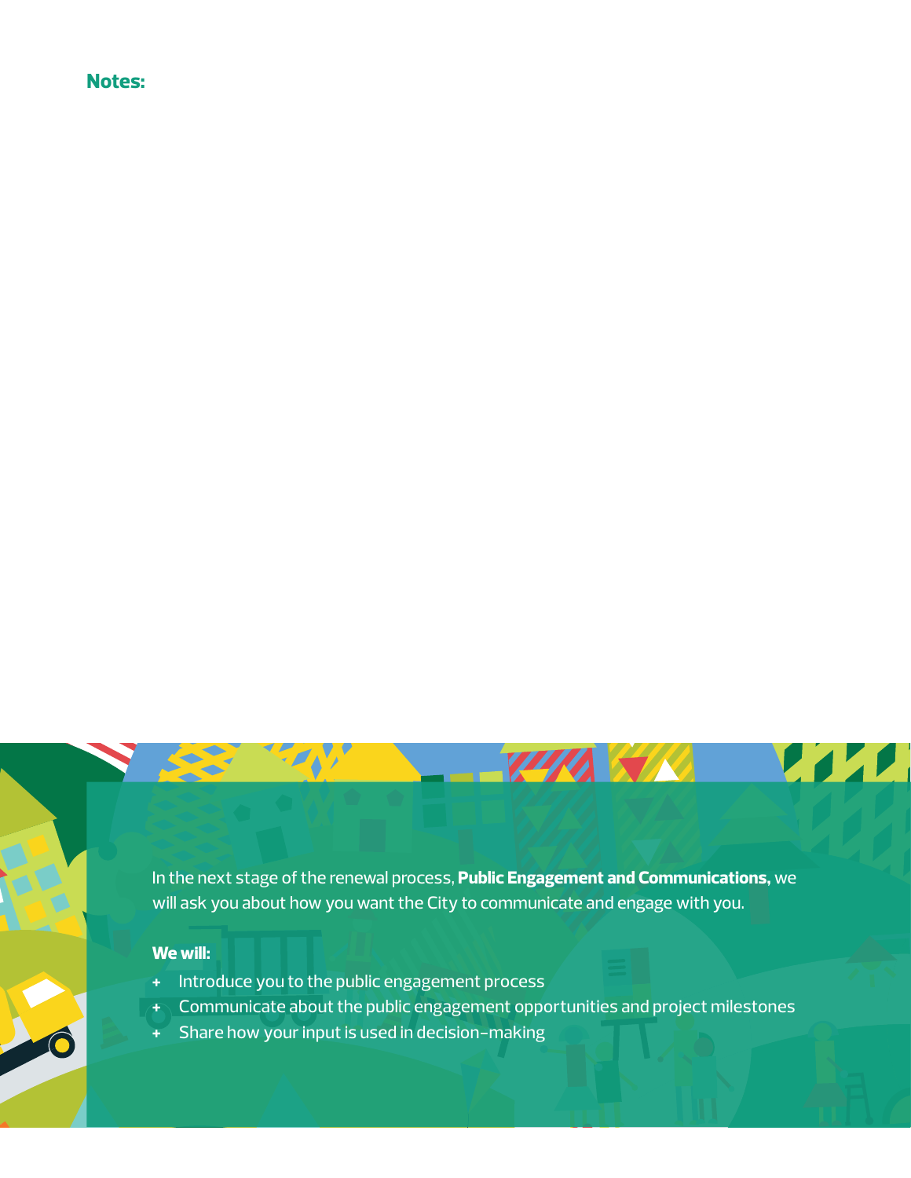**Notes:**

In the next stage of the renewal process, **Public Engagement and Communications,** we will ask you about how you want the City to communicate and engage with you.

**We will:**

+ Introduce you to the public engagement process
+ Communicate about the public engagement opportunities and project milestones
+ Share how your input is used in decision-making